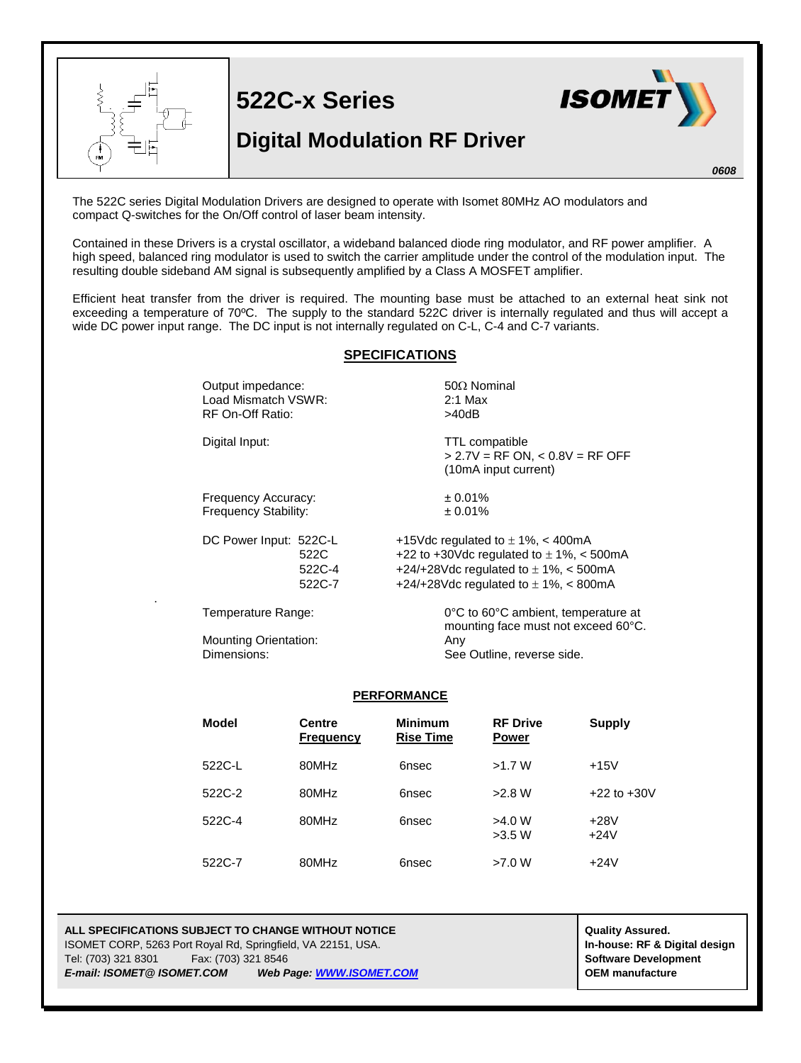# 522C-x Series

## Digital Modulation RF Driver

*0608*

The 522C series Digital Modulation Drivers are designed to operate with Isomet 80MHz AO modulators and compact Q-switches for the On/Off control of laser beam intensity.

Contained in these Drivers is a crystal oscillator, a wideband balanced diode ring modulator, and RF power amplifier. A high speed, balanced ring modulator is used to switch the carrier amplitude under the control of the modulation input. The resulting double sideband AM signal is subsequently amplified by a Class A MOSFET amplifier.

Efficient heat transfer from the driver is required. The mounting base must be attached to an external heat sink not exceeding a temperature of 70ºC. The supply to the standard 522C driver is internally regulated and thus will accept a wide DC power input range. The DC input is not internally regulated on C-L, C-4 and C-7 variants.

### SPECIFICATIONS

| | |
|---|---|
| Output impedance: | 50Ω Nominal |
| Load Mismatch VSWR: | 2:1 Max |
| RF On-Off Ratio: | >40dB |
| Digital Input: | TTL compatible<br>> 2.7V = RF ON, < 0.8V = RF OFF<br>(10mA input current) |
| Frequency Accuracy: | ± 0.01% |
| Frequency Stability: | ± 0.01% |
| DC Power Input: 522C-L | +15Vdc regulated to ± 1%, < 400mA |
| 522C | +22 to +30Vdc regulated to ± 1%, < 500mA |
| 522C-4 | +24/+28Vdc regulated to ± 1%, < 500mA |
| 522C-7 | +24/+28Vdc regulated to ± 1%, < 800mA |
| Temperature Range: | 0°C to 60°C ambient, temperature at mounting face must not exceed 60°C. |
| Mounting Orientation: | Any |
| Dimensions: | See Outline, reverse side. |

### PERFORMANCE

| Model | Centre Frequency | Minimum Rise Time | RF Drive Power | Supply |
|---|---|---|---|---|
| 522C-L | 80MHz | 6nsec | >1.7 W | +15V |
| 522C-2 | 80MHz | 6nsec | >2.8 W | +22 to +30V |
| 522C-4 | 80MHz | 6nsec | >4.0 W<br>>3.5 W | +28V<br>+24V |
| 522C-7 | 80MHz | 6nsec | >7.0 W | +24V |

**ALL SPECIFICATIONS SUBJECT TO CHANGE WITHOUT NOTICE**
ISOMET CORP, 5263 Port Royal Rd, Springfield, VA 22151, USA.
Tel: (703) 321 8301 Fax: (703) 321 8546
***E-mail: ISOMET@ ISOMET.COM Web Page: WWW.ISOMET.COM***

**Quality Assured.**
**In-house: RF & Digital design**
**Software Development**
**OEM manufacture**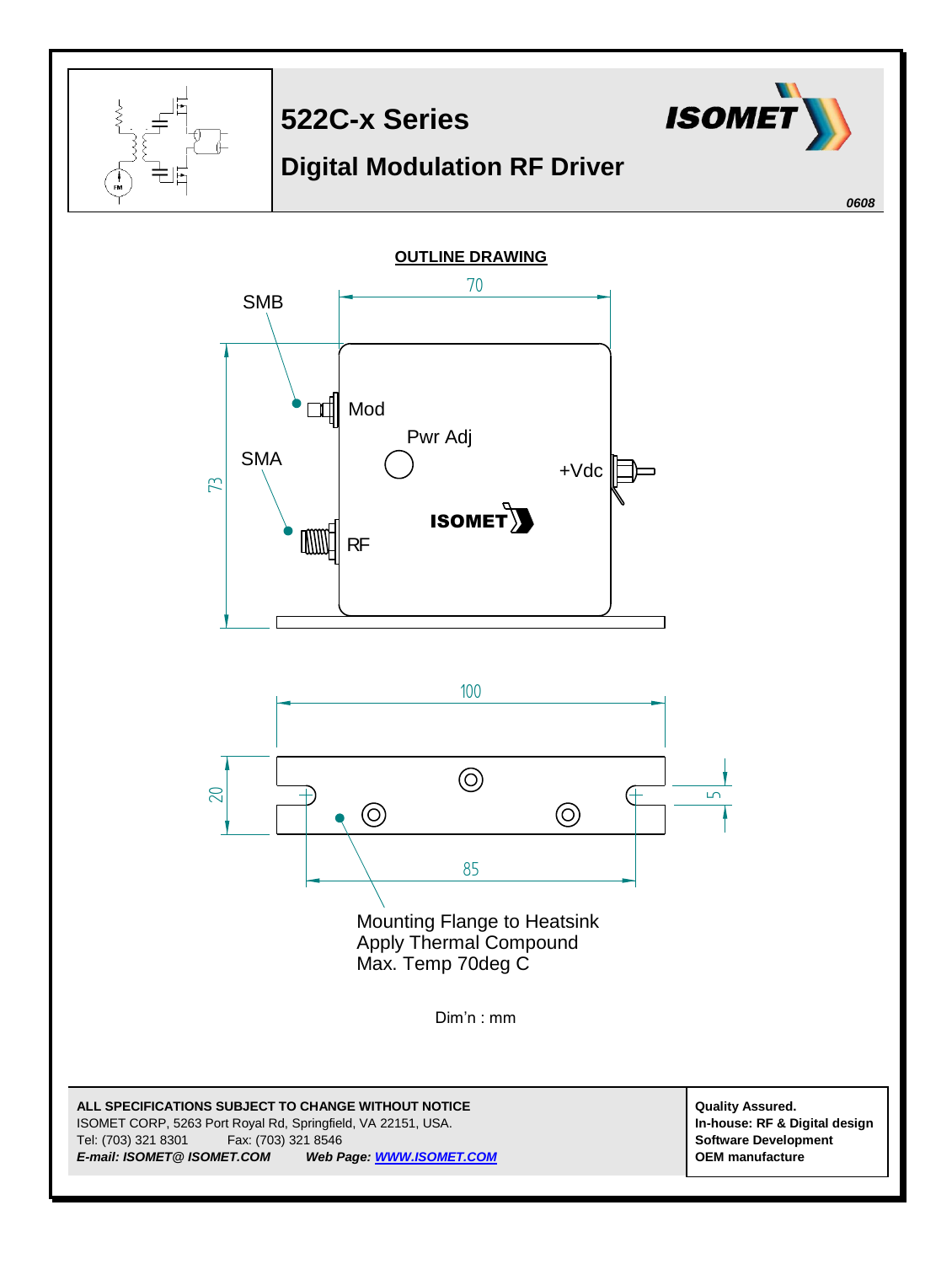# 522C-x Series

## Digital Modulation RF Driver

0608

**OUTLINE DRAWING**

SMB

70

Mod

Pwr Adj

SMA

+Vdc

73

ISOMET

RF

100

20

5

85

Mounting Flange to Heatsink
Apply Thermal Compound
Max. Temp 70deg C

Dim'n : mm

**ALL SPECIFICATIONS SUBJECT TO CHANGE WITHOUT NOTICE**
ISOMET CORP, 5263 Port Royal Rd, Springfield, VA 22151, USA.
Tel: (703) 321 8301 Fax: (703) 321 8546
***E-mail: ISOMET@ ISOMET.COM*** ***Web Page: WWW.ISOMET.COM***

**Quality Assured.**
**In-house: RF & Digital design**
**Software Development**
**OEM manufacture**